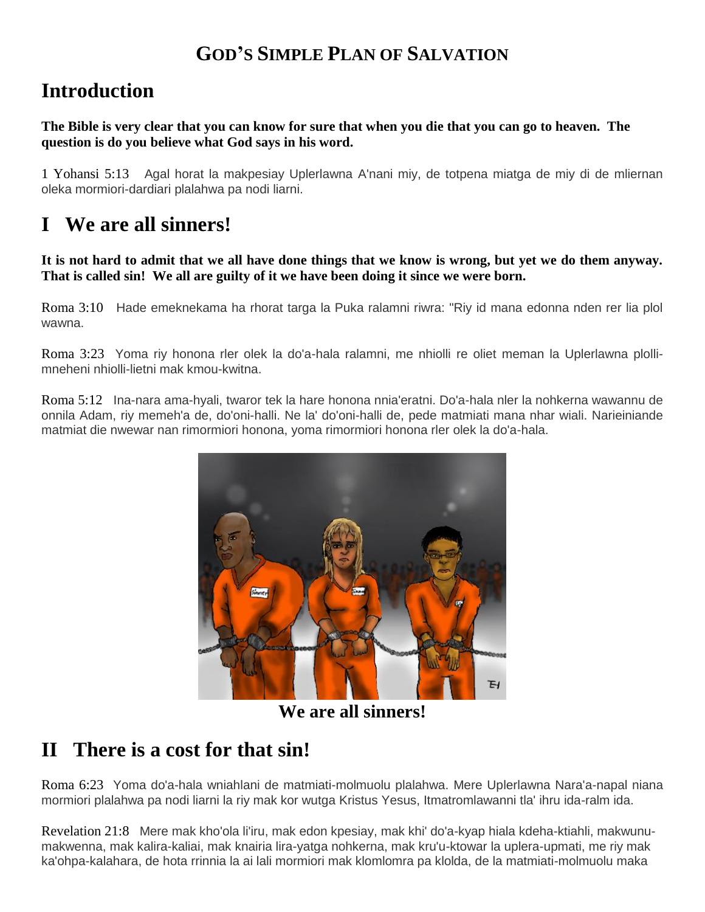# GOD'S SIMPLE PLAN OF SALVATION

## Introduction

**The Bible is very clear that you can know for sure that when you die that you can go to heaven. The question is do you believe what God says in his word.**

1 Yohansi 5:13 Agal horat la makpesiay Uplerlawna A'nani miy, de totpena miatga de miy di de mliernan oleka mormiori-dardiari plalahwa pa nodi liarni.

## I We are all sinners!

**It is not hard to admit that we all have done things that we know is wrong, but yet we do them anyway. That is called sin! We all are guilty of it we have been doing it since we were born.**

Roma 3:10 Hade emeknekama ha rhorat targa la Puka ralamni riwra: "Riy id mana edonna nden rer lia plol wawna.

Roma 3:23 Yoma riy honona rler olek la do'a-hala ralamni, me nhiolli re oliet meman la Uplerlawna plolli-mneheni nhiolli-lietni mak kmou-kwitna.

Roma 5:12 Ina-nara ama-hyali, twaror tek la hare honona nnia'eratni. Do'a-hala nler la nohkerna wawannu de onnila Adam, riy memeh'a de, do'oni-halli. Ne la' do'oni-halli de, pede matmiati mana nhar wiali. Narieiniande matmiat die nwewar nan rimormiori honona, yoma rimormiori honona rler olek la do'a-hala.

**We are all sinners!**

## II There is a cost for that sin!

Roma 6:23 Yoma do'a-hala wniahlani de matmiati-molmuolu plalahwa. Mere Uplerlawna Nara'a-napal niana mormiori plalahwa pa nodi liarni la riy mak kor wutga Kristus Yesus, Itmatromlawanni tla' ihru ida-ralm ida.

Revelation 21:8 Mere mak kho'ola li'iru, mak edon kpesiay, mak khi' do'a-kyap hiala kdeha-ktiahli, makwunu-makwenna, mak kalira-kaliai, mak knairia lira-yatga nohkerna, mak kru'u-ktowar la uplera-upmati, me riy mak ka'ohpa-kalahara, de hota rrinnia la ai lali mormiori mak klomlomra pa klolda, de la matmiati-molmuolu maka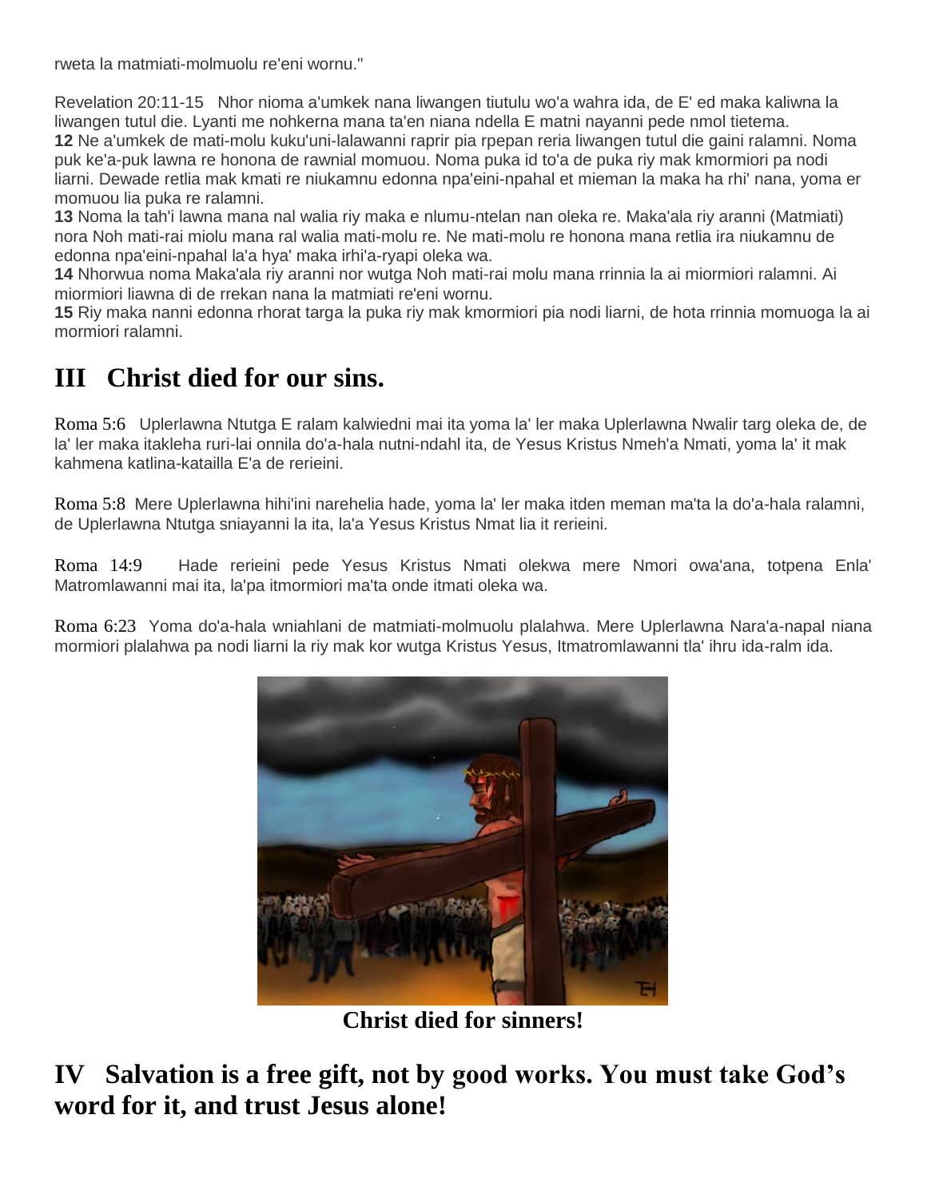rweta la matmiati-molmuolu re'eni wornu."

Revelation 20:11-15 Nhor nioma a'umkek nana liwangen tiutulu wo'a wahra ida, de E' ed maka kaliwna la liwangen tutul die. Lyanti me nohkerna mana ta'en niana ndella E matni nayanni pede nmol tietema.
**12** Ne a'umkek de mati-molu kuku'uni-lalawanni raprir pia rpepan reria liwangen tutul die gaini ralamni. Noma puk ke'a-puk lawna re honona de rawnial momuou. Noma puka id to'a de puka riy mak kmormiori pa nodi liarni. Dewade retlia mak kmati re niukamnu edonna npa'eini-npahal et mieman la maka ha rhi' nana, yoma er momuou lia puka re ralamni.
**13** Noma la tah'i lawna mana nal walia riy maka e nlumu-ntelan nan oleka re. Maka'ala riy aranni (Matmiati) nora Noh mati-rai miolu mana ral walia mati-molu re. Ne mati-molu re honona mana retlia ira niukamnu de edonna npa'eini-npahal la'a hya' maka irhi'a-ryapi oleka wa.
**14** Nhorwua noma Maka'ala riy aranni nor wutga Noh mati-rai molu mana rrinnia la ai miormiori ralamni. Ai miormiori liawna di de rrekan nana la matmiati re'eni wornu.
**15** Riy maka nanni edonna rhorat targa la puka riy mak kmormiori pia nodi liarni, de hota rrinnia momuoga la ai mormiori ralamni.

## III Christ died for our sins.

Roma 5:6 Uplerlawna Ntutga E ralam kalwiedni mai ita yoma la' ler maka Uplerlawna Nwalir targ oleka de, de la' ler maka itakleha ruri-lai onnila do'a-hala nutni-ndahl ita, de Yesus Kristus Nmeh'a Nmati, yoma la' it mak kahmena katlina-kataílla E'a de rerieini.

Roma 5:8 Mere Uplerlawna hihi'ini narehelia hade, yoma la' ler maka itden meman ma'ta la do'a-hala ralamni, de Uplerlawna Ntutga sniayanni la ita, la'a Yesus Kristus Nmat lia it rerieini.

Roma 14:9 Hade rerieini pede Yesus Kristus Nmati olekwa mere Nmori owa'ana, totpena Enla' Matromlawanni mai ita, la'pa itmormiori ma'ta onde itmati oleka wa.

Roma 6:23 Yoma do'a-hala wniahlani de matmiati-molmuolu plalahwa. Mere Uplerlawna Nara'a-napal niana mormiori plalahwa pa nodi liarni la riy mak kor wutga Kristus Yesus, Itmatromlawanni tla' ihru ida-ralm ida.

**Christ died for sinners!**

## IV Salvation is a free gift, not by good works. You must take God's word for it, and trust Jesus alone!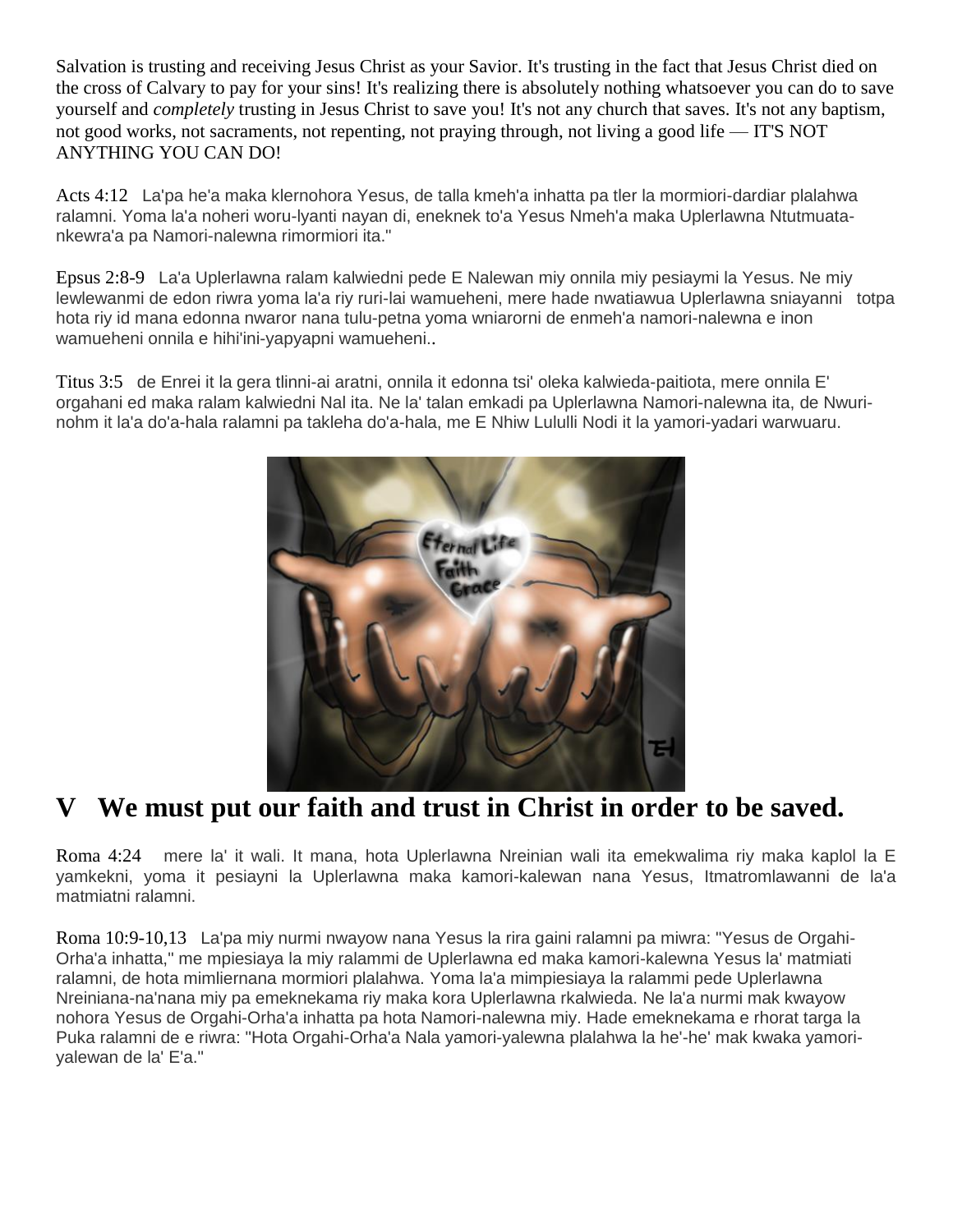Salvation is trusting and receiving Jesus Christ as your Savior. It's trusting in the fact that Jesus Christ died on the cross of Calvary to pay for your sins! It's realizing there is absolutely nothing whatsoever you can do to save yourself and *completely* trusting in Jesus Christ to save you! It's not any church that saves. It's not any baptism, not good works, not sacraments, not repenting, not praying through, not living a good life — IT'S NOT ANYTHING YOU CAN DO!

Acts 4:12   La'pa he'a maka klernohora Yesus, de talla kmeh'a inhatta pa tler la mormiori-dardiar plalahwa ralamni. Yoma la'a noheri woru-lyanti nayan di, eneknek to'a Yesus Nmeh'a maka Uplerlawna Ntutmuata-nkewra'a pa Namori-nalewna rimormiori ita."

Epsus 2:8-9   La'a Uplerlawna ralam kalwiedni pede E Nalewan miy onnila miy pesiaymi la Yesus. Ne miy lewlewanmi de edon riwra yoma la'a riy ruri-lai wamueheni, mere hade nwatiawua Uplerlawna sniayanni totpa hota riy id mana edonna nwaror nana tulu-petna yoma wniarorni de enmeh'a namori-nalewna e inon wamueheni onnila e hihi'ini-yapyapni wamueheni..

Titus 3:5   de Enrei it la gera tlinni-ai aratni, onnila it edonna tsi' oleka kalwieda-paitiota, mere onnila E' orgahani ed maka ralam kalwiedni Nal ita. Ne la' talan emkadi pa Uplerlawna Namori-nalewna ita, de Nwuri-nohm it la'a do'a-hala ralamni pa takleha do'a-hala, me E Nhiw Lululli Nodi it la yamori-yadari warwuaru.

# V   We must put our faith and trust in Christ in order to be saved.

Roma 4:24   mere la' it wali. It mana, hota Uplerlawna Nreinian wali ita emekwalima riy maka kaplol la E yamkekni, yoma it pesiayni la Uplerlawna maka kamori-kalewan nana Yesus, Itmatromlawanni de la'a matmiatni ralamni.

Roma 10:9-10,13   La'pa miy nurmi nwayow nana Yesus la rira gaini ralamni pa miwra: "Yesus de Orgahi-Orha'a inhatta," me mpiesiaya la miy ralammi de Uplerlawna ed maka kamori-kalewna Yesus la' matmiati ralamni, de hota mimliernana mormiori plalahwa. Yoma la'a mimpiesiaya la ralammi pede Uplerlawna Nreiniana-na'nana miy pa emeknekama riy maka kora Uplerlawna rkalwieda. Ne la'a nurmi mak kwayow nohora Yesus de Orgahi-Orha'a inhatta pa hota Namori-nalewna miy. Hade emeknekama e rhorat targa la Puka ralamni de e riwra: "Hota Orgahi-Orha'a Nala yamori-yalewna plalahwa la he'-he' mak kwaka yamori-yalewan de la' E'a."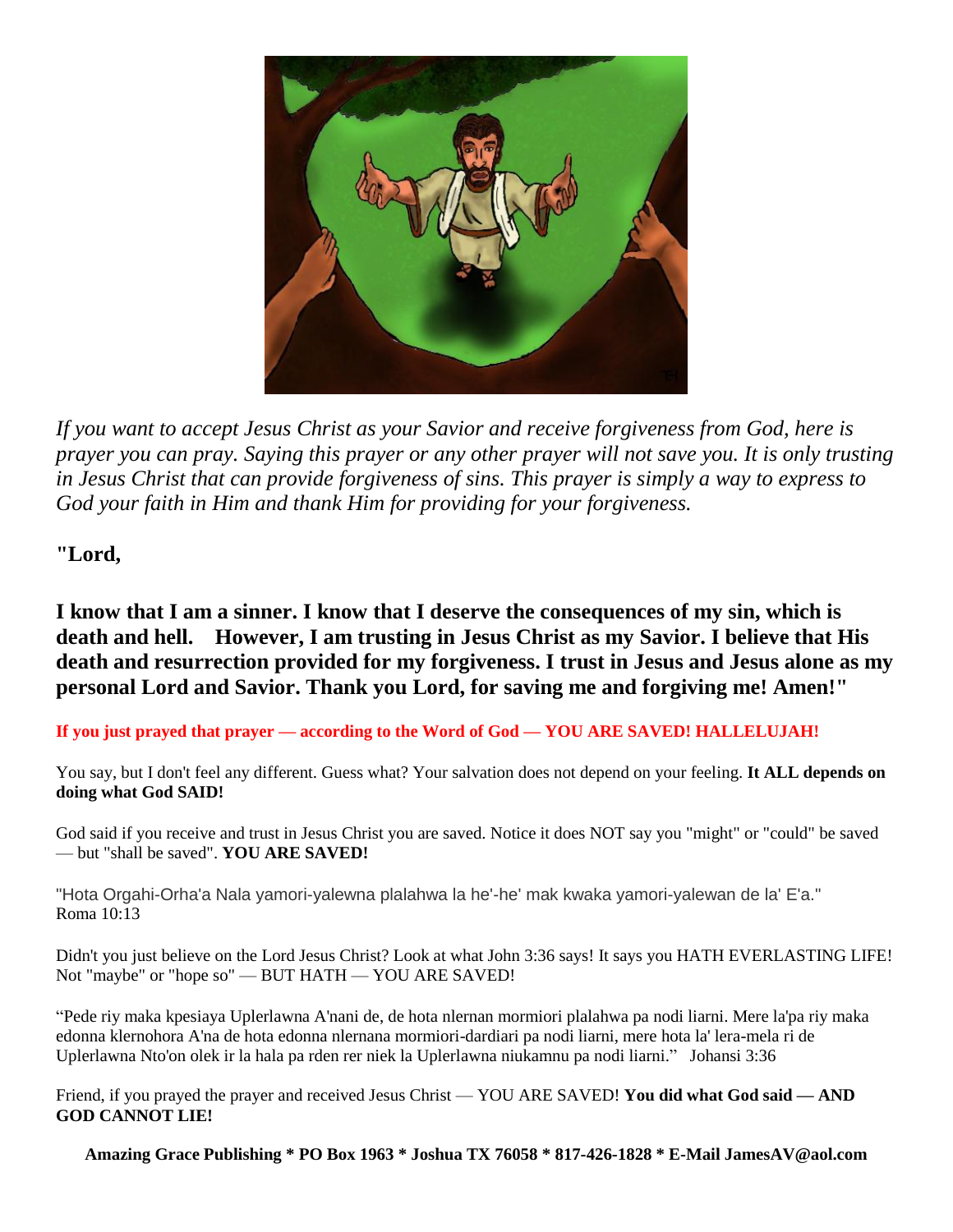*If you want to accept Jesus Christ as your Savior and receive forgiveness from God, here is prayer you can pray. Saying this prayer or any other prayer will not save you. It is only trusting in Jesus Christ that can provide forgiveness of sins. This prayer is simply a way to express to God your faith in Him and thank Him for providing for your forgiveness.*

**"Lord,**

**I know that I am a sinner. I know that I deserve the consequences of my sin, which is death and hell. However, I am trusting in Jesus Christ as my Savior. I believe that His death and resurrection provided for my forgiveness. I trust in Jesus and Jesus alone as my personal Lord and Savior. Thank you Lord, for saving me and forgiving me! Amen!"**

**If you just prayed that prayer — according to the Word of God — YOU ARE SAVED! HALLELUJAH!**

You say, but I don't feel any different. Guess what? Your salvation does not depend on your feeling. **It ALL depends on doing what God SAID!**

God said if you receive and trust in Jesus Christ you are saved. Notice it does NOT say you "might" or "could" be saved — but "shall be saved". **YOU ARE SAVED!**

"Hota Orgahi-Orha'a Nala yamori-yalewna plalahwa la he'-he' mak kwaka yamori-yalewan de la' E'a."
Roma 10:13

Didn't you just believe on the Lord Jesus Christ? Look at what John 3:36 says! It says you HATH EVERLASTING LIFE! Not "maybe" or "hope so" — BUT HATH — YOU ARE SAVED!

"Pede riy maka kpesiaya Uplerlawna A'nani de, de hota nlernan mormiori plalahwa pa nodi liarni. Mere la'pa riy maka edonna klernohora A'na de hota edonna nlernana mormiori-dardiari pa nodi liarni, mere hota la' lera-mela ri de Uplerlawna Nto'on olek ir la hala pa rden rer niek la Uplerlawna niukamnu pa nodi liarni." Johansi 3:36

Friend, if you prayed the prayer and received Jesus Christ — YOU ARE SAVED! **You did what God said — AND GOD CANNOT LIE!**

**Amazing Grace Publishing * PO Box 1963 * Joshua TX 76058 * 817-426-1828 * E-Mail JamesAV@aol.com**